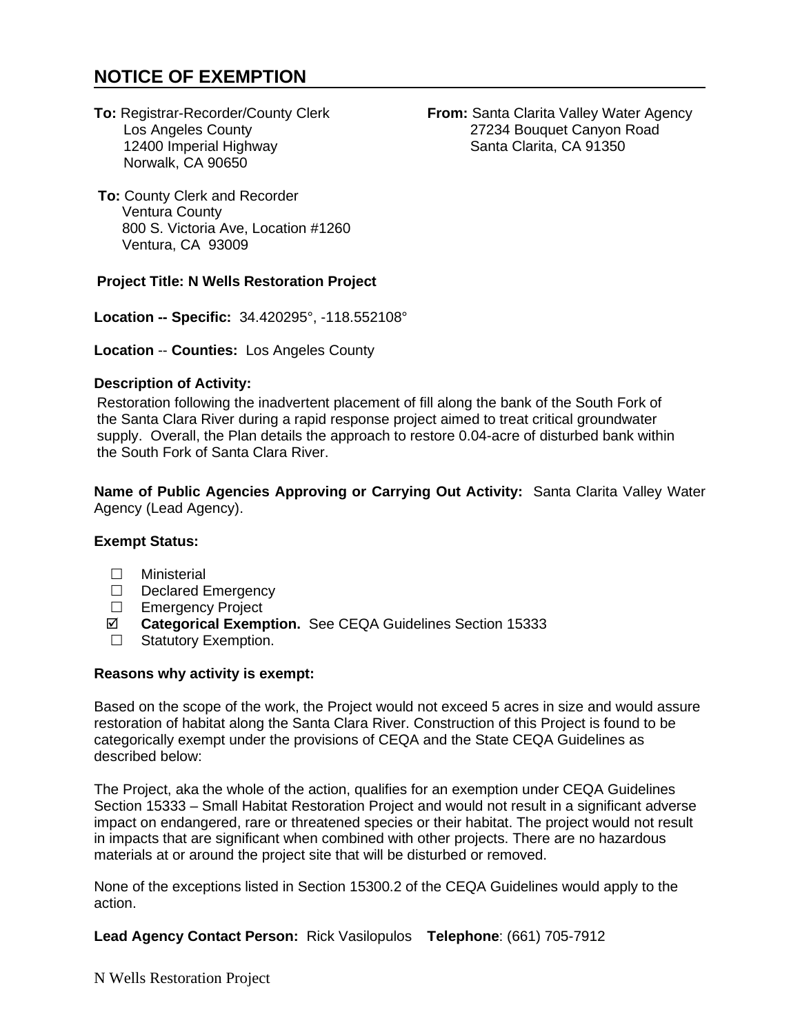# NOTICE OF EXEMPTION

**To:** Registrar-Recorder/County Clerk
Los Angeles County
12400 Imperial Highway
Norwalk, CA 90650

**From:** Santa Clarita Valley Water Agency
27234 Bouquet Canyon Road
Santa Clarita, CA 91350

**To:** County Clerk and Recorder
Ventura County
800 S. Victoria Ave, Location #1260
Ventura, CA 93009

**Project Title: N Wells Restoration Project**

**Location -- Specific:** 34.420295°, -118.552108°

**Location -- Counties:** Los Angeles County

**Description of Activity:**

Restoration following the inadvertent placement of fill along the bank of the South Fork of the Santa Clara River during a rapid response project aimed to treat critical groundwater supply. Overall, the Plan details the approach to restore 0.04-acre of disturbed bank within the South Fork of Santa Clara River.

**Name of Public Agencies Approving or Carrying Out Activity:** Santa Clarita Valley Water Agency (Lead Agency).

**Exempt Status:**

- ☐ Ministerial
- ☐ Declared Emergency
- ☐ Emergency Project
- ☑ **Categorical Exemption.** See CEQA Guidelines Section 15333
- ☐ Statutory Exemption.

**Reasons why activity is exempt:**

Based on the scope of the work, the Project would not exceed 5 acres in size and would assure restoration of habitat along the Santa Clara River. Construction of this Project is found to be categorically exempt under the provisions of CEQA and the State CEQA Guidelines as described below:

The Project, aka the whole of the action, qualifies for an exemption under CEQA Guidelines Section 15333 – Small Habitat Restoration Project and would not result in a significant adverse impact on endangered, rare or threatened species or their habitat. The project would not result in impacts that are significant when combined with other projects. There are no hazardous materials at or around the project site that will be disturbed or removed.

None of the exceptions listed in Section 15300.2 of the CEQA Guidelines would apply to the action.

**Lead Agency Contact Person:** Rick Vasilopulos **Telephone**: (661) 705-7912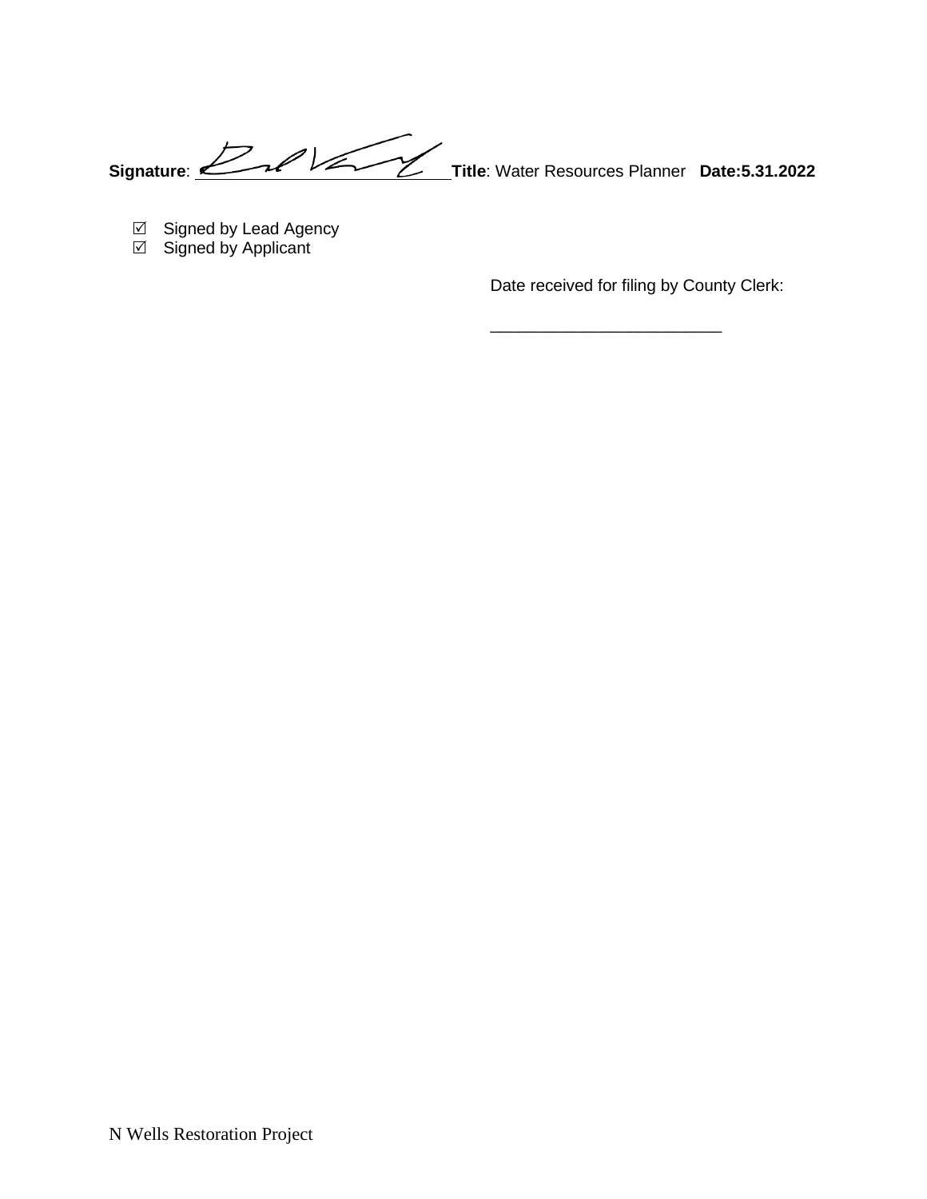**Signature**: ______________________ **Title**: Water Resources Planner **Date:5.31.2022**

- ☑ Signed by Lead Agency
- ☑ Signed by Applicant

Date received for filing by County Clerk:

_________________________